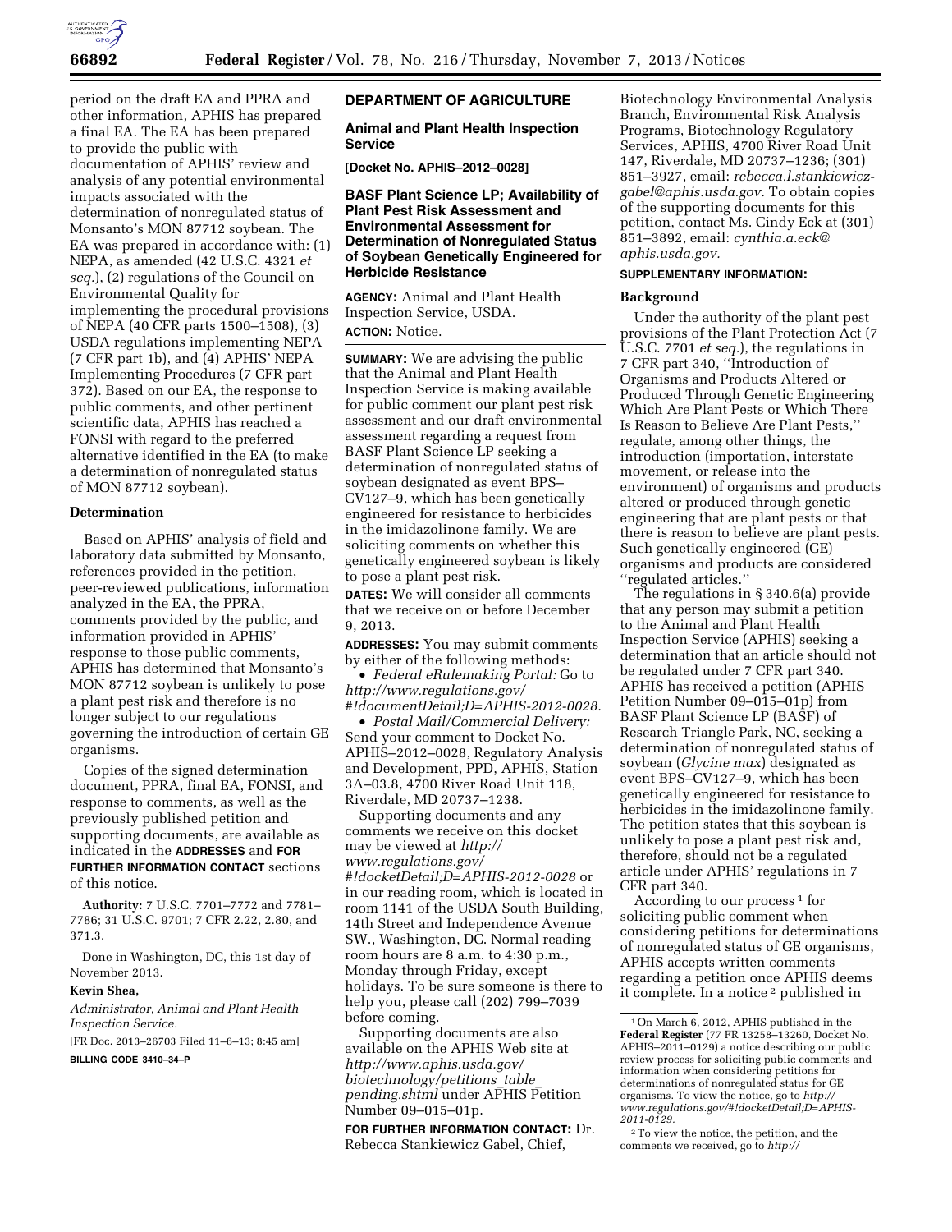period on the draft EA and PPRA and other information, APHIS has prepared a final EA. The EA has been prepared to provide the public with documentation of APHIS' review and analysis of any potential environmental impacts associated with the determination of nonregulated status of Monsanto's MON 87712 soybean. The EA was prepared in accordance with: (1) NEPA, as amended (42 U.S.C. 4321 *et seq.*), (2) regulations of the Council on Environmental Quality for implementing the procedural provisions of NEPA (40 CFR parts 1500–1508), (3) USDA regulations implementing NEPA (7 CFR part 1b), and (4) APHIS' NEPA Implementing Procedures (7 CFR part 372). Based on our EA, the response to public comments, and other pertinent scientific data, APHIS has reached a FONSI with regard to the preferred alternative identified in the EA (to make a determination of nonregulated status of MON 87712 soybean).

## Determination

Based on APHIS' analysis of field and laboratory data submitted by Monsanto, references provided in the petition, peer-reviewed publications, information analyzed in the EA, the PPRA, comments provided by the public, and information provided in APHIS' response to those public comments, APHIS has determined that Monsanto's MON 87712 soybean is unlikely to pose a plant pest risk and therefore is no longer subject to our regulations governing the introduction of certain GE organisms.

Copies of the signed determination document, PPRA, final EA, FONSI, and response to comments, as well as the previously published petition and supporting documents, are available as indicated in the **ADDRESSES** and **FOR FURTHER INFORMATION CONTACT** sections of this notice.

**Authority:** 7 U.S.C. 7701–7772 and 7781–7786; 31 U.S.C. 9701; 7 CFR 2.22, 2.80, and 371.3.

Done in Washington, DC, this 1st day of November 2013.

**Kevin Shea,**

*Administrator, Animal and Plant Health Inspection Service.*

[FR Doc. 2013–26703 Filed 11–6–13; 8:45 am]

**BILLING CODE 3410–34–P**

# DEPARTMENT OF AGRICULTURE

## Animal and Plant Health Inspection Service

**[Docket No. APHIS–2012–0028]**

## BASF Plant Science LP; Availability of Plant Pest Risk Assessment and Environmental Assessment for Determination of Nonregulated Status of Soybean Genetically Engineered for Herbicide Resistance

**AGENCY:** Animal and Plant Health Inspection Service, USDA.

**ACTION:** Notice.

**SUMMARY:** We are advising the public that the Animal and Plant Health Inspection Service is making available for public comment our plant pest risk assessment and our draft environmental assessment regarding a request from BASF Plant Science LP seeking a determination of nonregulated status of soybean designated as event BPS–CV127–9, which has been genetically engineered for resistance to herbicides in the imidazolinone family. We are soliciting comments on whether this genetically engineered soybean is likely to pose a plant pest risk.

**DATES:** We will consider all comments that we receive on or before December 9, 2013.

**ADDRESSES:** You may submit comments by either of the following methods:

- *Federal eRulemaking Portal:* Go to *http://www.regulations.gov/#!documentDetail;D=APHIS-2012-0028.*
- *Postal Mail/Commercial Delivery:* Send your comment to Docket No. APHIS–2012–0028, Regulatory Analysis and Development, PPD, APHIS, Station 3A–03.8, 4700 River Road Unit 118, Riverdale, MD 20737–1238.

Supporting documents and any comments we receive on this docket may be viewed at *http://www.regulations.gov/#!docketDetail;D=APHIS-2012-0028* or in our reading room, which is located in room 1141 of the USDA South Building, 14th Street and Independence Avenue SW., Washington, DC. Normal reading room hours are 8 a.m. to 4:30 p.m., Monday through Friday, except holidays. To be sure someone is there to help you, please call (202) 799–7039 before coming.

Supporting documents are also available on the APHIS Web site at *http://www.aphis.usda.gov/biotechnology/petitions_table_pending.shtml* under APHIS Petition Number 09–015–01p.

**FOR FURTHER INFORMATION CONTACT:** Dr. Rebecca Stankiewicz Gabel, Chief, Biotechnology Environmental Analysis Branch, Environmental Risk Analysis Programs, Biotechnology Regulatory Services, APHIS, 4700 River Road Unit 147, Riverdale, MD 20737–1236; (301) 851–3927, email: *rebecca.l.stankiewicz-gabel@aphis.usda.gov.* To obtain copies of the supporting documents for this petition, contact Ms. Cindy Eck at (301) 851–3892, email: *cynthia.a.eck@aphis.usda.gov.*

**SUPPLEMENTARY INFORMATION:**

## Background

Under the authority of the plant pest provisions of the Plant Protection Act (7 U.S.C. 7701 *et seq.*), the regulations in 7 CFR part 340, ''Introduction of Organisms and Products Altered or Produced Through Genetic Engineering Which Are Plant Pests or Which There Is Reason to Believe Are Plant Pests,'' regulate, among other things, the introduction (importation, interstate movement, or release into the environment) of organisms and products altered or produced through genetic engineering that are plant pests or that there is reason to believe are plant pests. Such genetically engineered (GE) organisms and products are considered ''regulated articles.''

The regulations in § 340.6(a) provide that any person may submit a petition to the Animal and Plant Health Inspection Service (APHIS) seeking a determination that an article should not be regulated under 7 CFR part 340. APHIS has received a petition (APHIS Petition Number 09–015–01p) from BASF Plant Science LP (BASF) of Research Triangle Park, NC, seeking a determination of nonregulated status of soybean (*Glycine max*) designated as event BPS–CV127–9, which has been genetically engineered for resistance to herbicides in the imidazolinone family. The petition states that this soybean is unlikely to pose a plant pest risk and, therefore, should not be a regulated article under APHIS' regulations in 7 CFR part 340.

According to our process [1] for soliciting public comment when considering petitions for determinations of nonregulated status of GE organisms, APHIS accepts written comments regarding a petition once APHIS deems it complete. In a notice [2] published in

[1] On March 6, 2012, APHIS published in the **Federal Register** (77 FR 13258–13260, Docket No. APHIS–2011–0129) a notice describing our public review process for soliciting public comments and information when considering petitions for determinations of nonregulated status for GE organisms. To view the notice, go to *http://www.regulations.gov/#!docketDetail;D=APHIS-2011-0129.*

[2] To view the notice, the petition, and the comments we received, go to *http://*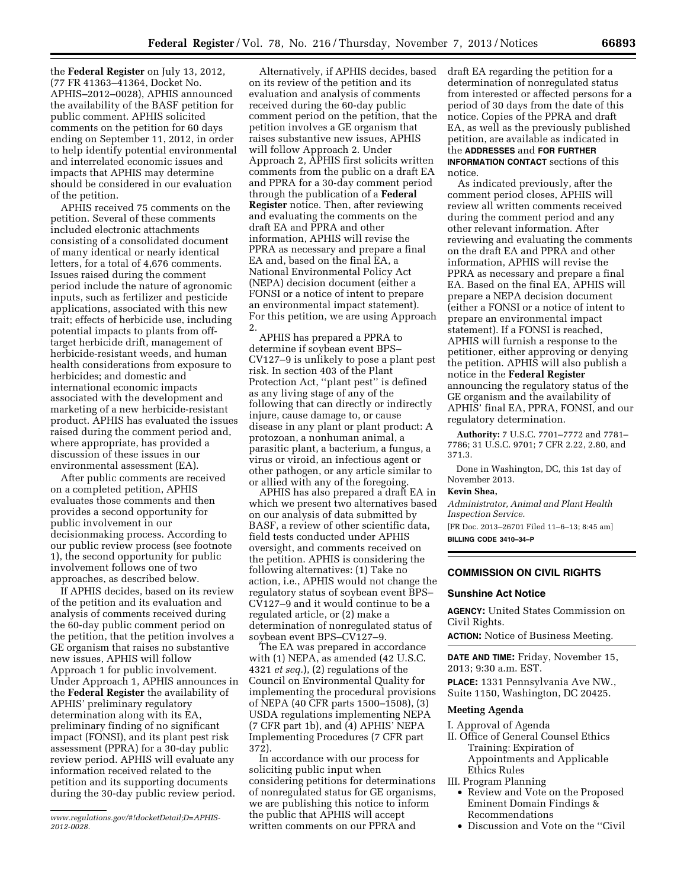the **Federal Register** on July 13, 2012, (77 FR 41363–41364, Docket No. APHIS–2012–0028), APHIS announced the availability of the BASF petition for public comment. APHIS solicited comments on the petition for 60 days ending on September 11, 2012, in order to help identify potential environmental and interrelated economic issues and impacts that APHIS may determine should be considered in our evaluation of the petition.

APHIS received 75 comments on the petition. Several of these comments included electronic attachments consisting of a consolidated document of many identical or nearly identical letters, for a total of 4,676 comments. Issues raised during the comment period include the nature of agronomic inputs, such as fertilizer and pesticide applications, associated with this new trait; effects of herbicide use, including potential impacts to plants from off-target herbicide drift, management of herbicide-resistant weeds, and human health considerations from exposure to herbicides; and domestic and international economic impacts associated with the development and marketing of a new herbicide-resistant product. APHIS has evaluated the issues raised during the comment period and, where appropriate, has provided a discussion of these issues in our environmental assessment (EA).

After public comments are received on a completed petition, APHIS evaluates those comments and then provides a second opportunity for public involvement in our decisionmaking process. According to our public review process (see footnote 1), the second opportunity for public involvement follows one of two approaches, as described below.

If APHIS decides, based on its review of the petition and its evaluation and analysis of comments received during the 60-day public comment period on the petition, that the petition involves a GE organism that raises no substantive new issues, APHIS will follow Approach 1 for public involvement. Under Approach 1, APHIS announces in the **Federal Register** the availability of APHIS' preliminary regulatory determination along with its EA, preliminary finding of no significant impact (FONSI), and its plant pest risk assessment (PPRA) for a 30-day public review period. APHIS will evaluate any information received related to the petition and its supporting documents during the 30-day public review period.

Alternatively, if APHIS decides, based on its review of the petition and its evaluation and analysis of comments received during the 60-day public comment period on the petition, that the petition involves a GE organism that raises substantive new issues, APHIS will follow Approach 2. Under Approach 2, APHIS first solicits written comments from the public on a draft EA and PPRA for a 30-day comment period through the publication of a **Federal Register** notice. Then, after reviewing and evaluating the comments on the draft EA and PPRA and other information, APHIS will revise the PPRA as necessary and prepare a final EA and, based on the final EA, a National Environmental Policy Act (NEPA) decision document (either a FONSI or a notice of intent to prepare an environmental impact statement). For this petition, we are using Approach 2.

APHIS has prepared a PPRA to determine if soybean event BPS–CV127–9 is unlikely to pose a plant pest risk. In section 403 of the Plant Protection Act, ''plant pest'' is defined as any living stage of any of the following that can directly or indirectly injure, cause damage to, or cause disease in any plant or plant product: A protozoan, a nonhuman animal, a parasitic plant, a bacterium, a fungus, a virus or viroid, an infectious agent or other pathogen, or any article similar to or allied with any of the foregoing.

APHIS has also prepared a draft EA in which we present two alternatives based on our analysis of data submitted by BASF, a review of other scientific data, field tests conducted under APHIS oversight, and comments received on the petition. APHIS is considering the following alternatives: (1) Take no action, i.e., APHIS would not change the regulatory status of soybean event BPS–CV127–9 and it would continue to be a regulated article, or (2) make a determination of nonregulated status of soybean event BPS–CV127–9.

The EA was prepared in accordance with (1) NEPA, as amended (42 U.S.C. 4321 *et seq.*), (2) regulations of the Council on Environmental Quality for implementing the procedural provisions of NEPA (40 CFR parts 1500–1508), (3) USDA regulations implementing NEPA (7 CFR part 1b), and (4) APHIS' NEPA Implementing Procedures (7 CFR part 372).

In accordance with our process for soliciting public input when considering petitions for determinations of nonregulated status for GE organisms, we are publishing this notice to inform the public that APHIS will accept written comments on our PPRA and draft EA regarding the petition for a determination of nonregulated status from interested or affected persons for a period of 30 days from the date of this notice. Copies of the PPRA and draft EA, as well as the previously published petition, are available as indicated in the **ADDRESSES** and **FOR FURTHER INFORMATION CONTACT** sections of this notice.

As indicated previously, after the comment period closes, APHIS will review all written comments received during the comment period and any other relevant information. After reviewing and evaluating the comments on the draft EA and PPRA and other information, APHIS will revise the PPRA as necessary and prepare a final EA. Based on the final EA, APHIS will prepare a NEPA decision document (either a FONSI or a notice of intent to prepare an environmental impact statement). If a FONSI is reached, APHIS will furnish a response to the petitioner, either approving or denying the petition. APHIS will also publish a notice in the **Federal Register** announcing the regulatory status of the GE organism and the availability of APHIS' final EA, PPRA, FONSI, and our regulatory determination.

**Authority:** 7 U.S.C. 7701–7772 and 7781–7786; 31 U.S.C. 9701; 7 CFR 2.22, 2.80, and 371.3.

Done in Washington, DC, this 1st day of November 2013.

**Kevin Shea,**

*Administrator, Animal and Plant Health Inspection Service.*

[FR Doc. 2013–26701 Filed 11–6–13; 8:45 am]

**BILLING CODE 3410–34–P**

---

*www.regulations.gov/#!docketDetail;D=APHIS-2012-0028.*

---

## COMMISSION ON CIVIL RIGHTS

### Sunshine Act Notice

**AGENCY:** United States Commission on Civil Rights.

**ACTION:** Notice of Business Meeting.

**DATE AND TIME:** Friday, November 15, 2013; 9:30 a.m. EST.

**PLACE:** 1331 Pennsylvania Ave NW., Suite 1150, Washington, DC 20425.

#### Meeting Agenda

I. Approval of Agenda

II. Office of General Counsel Ethics Training: Expiration of Appointments and Applicable Ethics Rules

III. Program Planning

- Review and Vote on the Proposed Eminent Domain Findings & Recommendations
- Discussion and Vote on the ''Civil